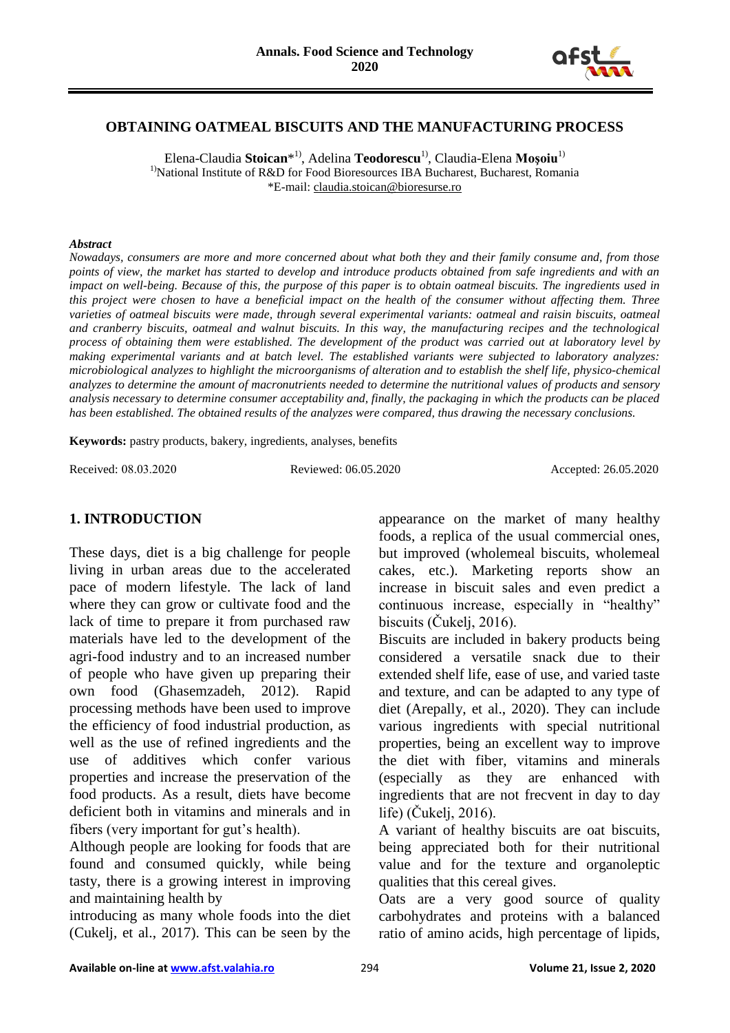# OBTAINING OATMEAL BISCUITS AND THE MANUFACTURING PROCESS

Elena-Claudia **Stoican***[1)], Adelina **Teodorescu**[1)], Claudia-Elena **Moşoiu**[1)]

[1)]National Institute of R&D for Food Bioresources IBA Bucharest, Bucharest, Romania

*E-mail: claudia.stoican@bioresurse.ro

### *Abstract*

*Nowadays, consumers are more and more concerned about what both they and their family consume and, from those points of view, the market has started to develop and introduce products obtained from safe ingredients and with an impact on well-being. Because of this, the purpose of this paper is to obtain oatmeal biscuits. The ingredients used in this project were chosen to have a beneficial impact on the health of the consumer without affecting them. Three varieties of oatmeal biscuits were made, through several experimental variants: oatmeal and raisin biscuits, oatmeal and cranberry biscuits, oatmeal and walnut biscuits. In this way, the manufacturing recipes and the technological process of obtaining them were established. The development of the product was carried out at laboratory level by making experimental variants and at batch level. The established variants were subjected to laboratory analyzes: microbiological analyzes to highlight the microorganisms of alteration and to establish the shelf life, physico-chemical analyzes to determine the amount of macronutrients needed to determine the nutritional values of products and sensory analysis necessary to determine consumer acceptability and, finally, the packaging in which the products can be placed has been established. The obtained results of the analyzes were compared, thus drawing the necessary conclusions.*

**Keywords:** pastry products, bakery, ingredients, analyses, benefits

Received: 08.03.2020 Reviewed: 06.05.2020 Accepted: 26.05.2020

## 1. INTRODUCTION

These days, diet is a big challenge for people living in urban areas due to the accelerated pace of modern lifestyle. The lack of land where they can grow or cultivate food and the lack of time to prepare it from purchased raw materials have led to the development of the agri-food industry and to an increased number of people who have given up preparing their own food (Ghasemzadeh, 2012). Rapid processing methods have been used to improve the efficiency of food industrial production, as well as the use of refined ingredients and the use of additives which confer various properties and increase the preservation of the food products. As a result, diets have become deficient both in vitamins and minerals and in fibers (very important for gut's health).

Although people are looking for foods that are found and consumed quickly, while being tasty, there is a growing interest in improving and maintaining health by introducing as many whole foods into the diet (Cukelj, et al., 2017). This can be seen by the appearance on the market of many healthy foods, a replica of the usual commercial ones, but improved (wholemeal biscuits, wholemeal cakes, etc.). Marketing reports show an increase in biscuit sales and even predict a continuous increase, especially in "healthy" biscuits (Čukelj, 2016).

Biscuits are included in bakery products being considered a versatile snack due to their extended shelf life, ease of use, and varied taste and texture, and can be adapted to any type of diet (Arepally, et al., 2020). They can include various ingredients with special nutritional properties, being an excellent way to improve the diet with fiber, vitamins and minerals (especially as they are enhanced with ingredients that are not frecvent in day to day life) (Čukelj, 2016).

A variant of healthy biscuits are oat biscuits, being appreciated both for their nutritional value and for the texture and organoleptic qualities that this cereal gives.

Oats are a very good source of quality carbohydrates and proteins with a balanced ratio of amino acids, high percentage of lipids,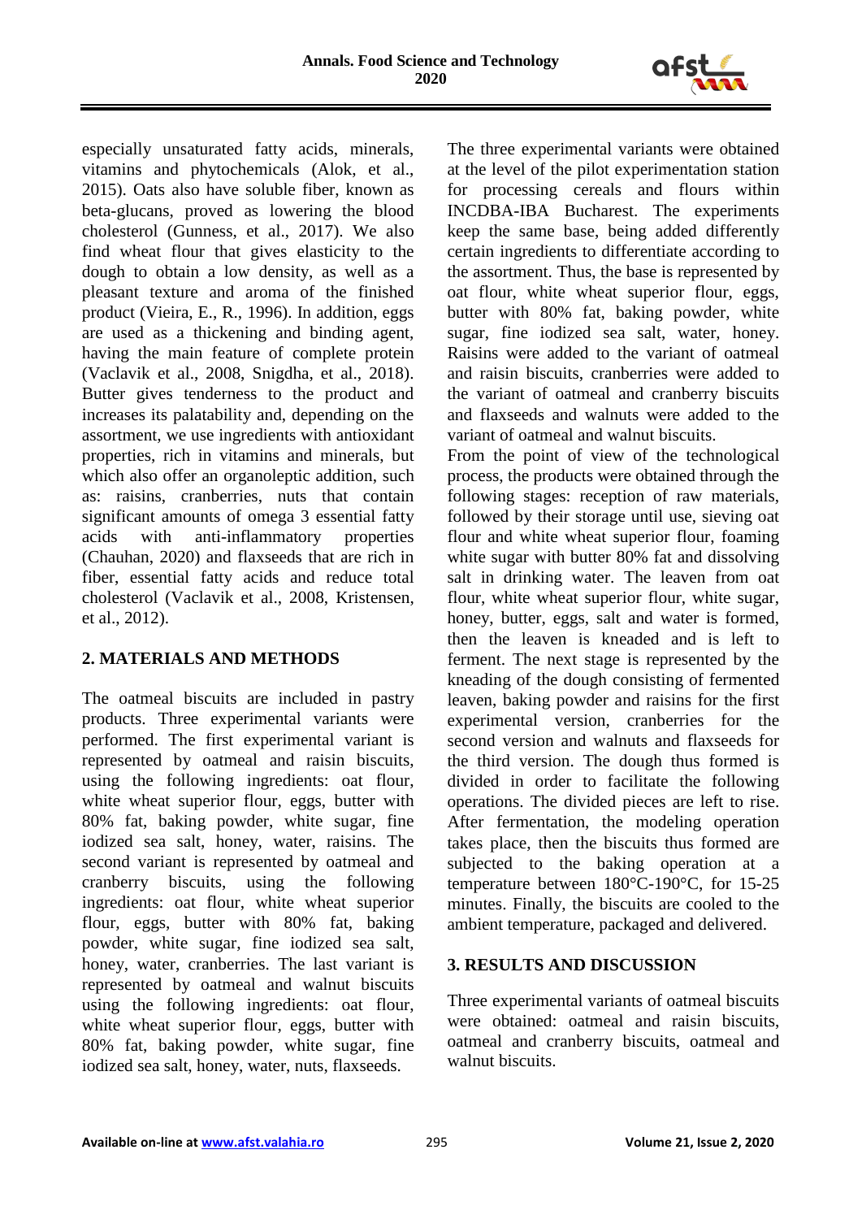especially unsaturated fatty acids, minerals, vitamins and phytochemicals (Alok, et al., 2015). Oats also have soluble fiber, known as beta-glucans, proved as lowering the blood cholesterol (Gunness, et al., 2017). We also find wheat flour that gives elasticity to the dough to obtain a low density, as well as a pleasant texture and aroma of the finished product (Vieira, E., R., 1996). In addition, eggs are used as a thickening and binding agent, having the main feature of complete protein (Vaclavik et al., 2008, Snigdha, et al., 2018). Butter gives tenderness to the product and increases its palatability and, depending on the assortment, we use ingredients with antioxidant properties, rich in vitamins and minerals, but which also offer an organoleptic addition, such as: raisins, cranberries, nuts that contain significant amounts of omega 3 essential fatty acids with anti-inflammatory properties (Chauhan, 2020) and flaxseeds that are rich in fiber, essential fatty acids and reduce total cholesterol (Vaclavik et al., 2008, Kristensen, et al., 2012).

## 2. MATERIALS AND METHODS

The oatmeal biscuits are included in pastry products. Three experimental variants were performed. The first experimental variant is represented by oatmeal and raisin biscuits, using the following ingredients: oat flour, white wheat superior flour, eggs, butter with 80% fat, baking powder, white sugar, fine iodized sea salt, honey, water, raisins. The second variant is represented by oatmeal and cranberry biscuits, using the following ingredients: oat flour, white wheat superior flour, eggs, butter with 80% fat, baking powder, white sugar, fine iodized sea salt, honey, water, cranberries. The last variant is represented by oatmeal and walnut biscuits using the following ingredients: oat flour, white wheat superior flour, eggs, butter with 80% fat, baking powder, white sugar, fine iodized sea salt, honey, water, nuts, flaxseeds.

The three experimental variants were obtained at the level of the pilot experimentation station for processing cereals and flours within INCDBA-IBA Bucharest. The experiments keep the same base, being added differently certain ingredients to differentiate according to the assortment. Thus, the base is represented by oat flour, white wheat superior flour, eggs, butter with 80% fat, baking powder, white sugar, fine iodized sea salt, water, honey. Raisins were added to the variant of oatmeal and raisin biscuits, cranberries were added to the variant of oatmeal and cranberry biscuits and flaxseeds and walnuts were added to the variant of oatmeal and walnut biscuits.

From the point of view of the technological process, the products were obtained through the following stages: reception of raw materials, followed by their storage until use, sieving oat flour and white wheat superior flour, foaming white sugar with butter 80% fat and dissolving salt in drinking water. The leaven from oat flour, white wheat superior flour, white sugar, honey, butter, eggs, salt and water is formed, then the leaven is kneaded and is left to ferment. The next stage is represented by the kneading of the dough consisting of fermented leaven, baking powder and raisins for the first experimental version, cranberries for the second version and walnuts and flaxseeds for the third version. The dough thus formed is divided in order to facilitate the following operations. The divided pieces are left to rise. After fermentation, the modeling operation takes place, then the biscuits thus formed are subjected to the baking operation at a temperature between 180°C-190°C, for 15-25 minutes. Finally, the biscuits are cooled to the ambient temperature, packaged and delivered.

## 3. RESULTS AND DISCUSSION

Three experimental variants of oatmeal biscuits were obtained: oatmeal and raisin biscuits, oatmeal and cranberry biscuits, oatmeal and walnut biscuits.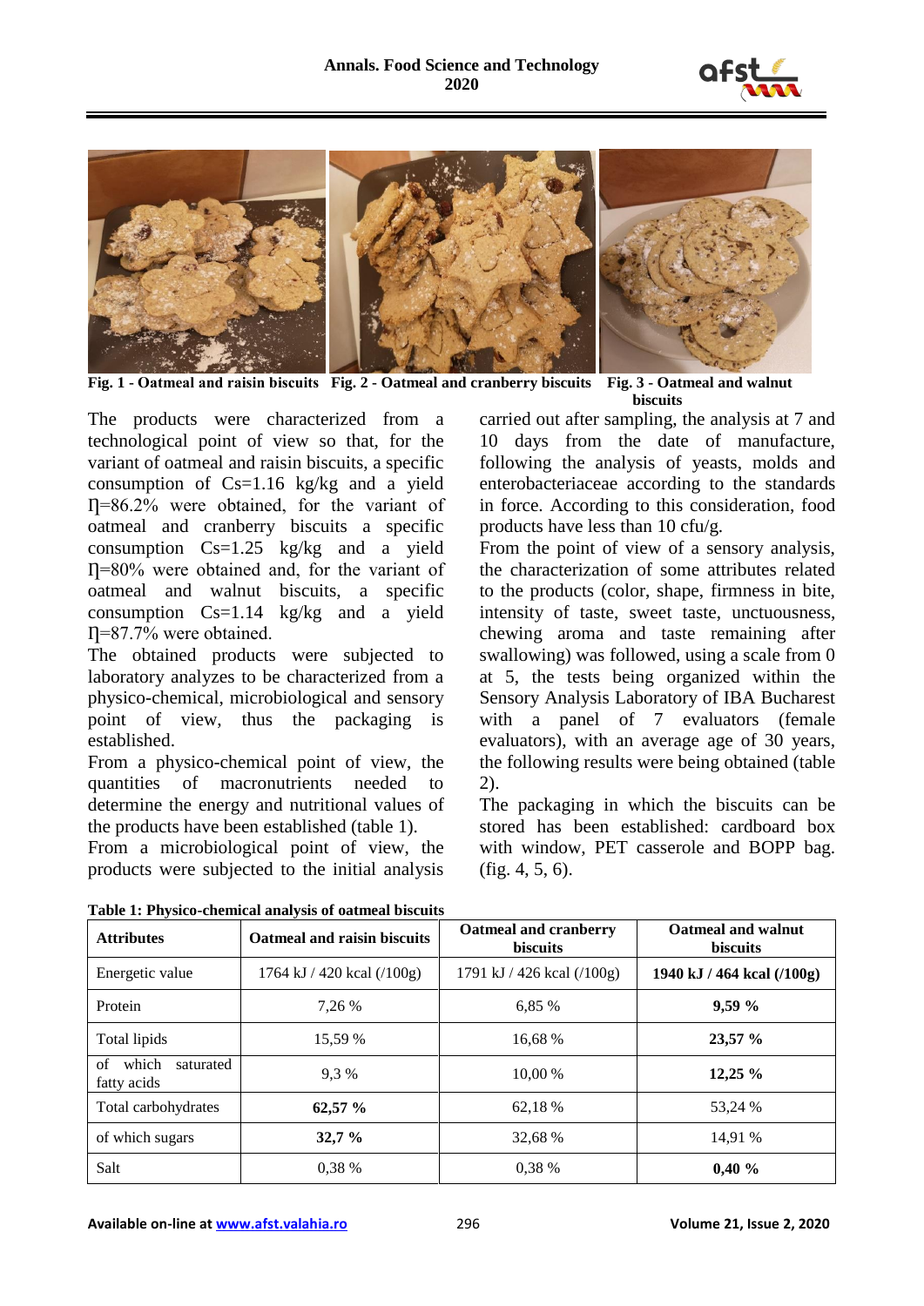Fig. 1 - Oatmeal and raisin biscuits Fig. 2 - Oatmeal and cranberry biscuits Fig. 3 - Oatmeal and walnut biscuits

The products were characterized from a technological point of view so that, for the variant of oatmeal and raisin biscuits, a specific consumption of Cs=1.16 kg/kg and a yield Ƞ=86.2% were obtained, for the variant of oatmeal and cranberry biscuits a specific consumption Cs=1.25 kg/kg and a yield Ƞ=80% were obtained and, for the variant of oatmeal and walnut biscuits, a specific consumption Cs=1.14 kg/kg and a yield Ƞ=87.7% were obtained.

The obtained products were subjected to laboratory analyzes to be characterized from a physico-chemical, microbiological and sensory point of view, thus the packaging is established.

From a physico-chemical point of view, the quantities of macronutrients needed to determine the energy and nutritional values of the products have been established (table 1).

From a microbiological point of view, the products were subjected to the initial analysis carried out after sampling, the analysis at 7 and 10 days from the date of manufacture, following the analysis of yeasts, molds and enterobacteriaceae according to the standards in force. According to this consideration, food products have less than 10 cfu/g.

From the point of view of a sensory analysis, the characterization of some attributes related to the products (color, shape, firmness in bite, intensity of taste, sweet taste, unctuousness, chewing aroma and taste remaining after swallowing) was followed, using a scale from 0 at 5, the tests being organized within the Sensory Analysis Laboratory of IBA Bucharest with a panel of 7 evaluators (female evaluators), with an average age of 30 years, the following results were being obtained (table 2).

The packaging in which the biscuits can be stored has been established: cardboard box with window, PET casserole and BOPP bag. (fig. 4, 5, 6).

**Table 1: Physico-chemical analysis of oatmeal biscuits**

| Attributes | Oatmeal and raisin biscuits | Oatmeal and cranberry biscuits | Oatmeal and walnut biscuits |
|---|---|---|---|
| Energetic value | 1764 kJ / 420 kcal (/100g) | 1791 kJ / 426 kcal (/100g) | **1940 kJ / 464 kcal (/100g)** |
| Protein | 7,26 % | 6,85 % | **9,59 %** |
| Total lipids | 15,59 % | 16,68 % | **23,57 %** |
| of which saturated fatty acids | 9,3 % | 10,00 % | **12,25 %** |
| Total carbohydrates | **62,57 %** | 62,18 % | 53,24 % |
| of which sugars | **32,7 %** | 32,68 % | 14,91 % |
| Salt | 0,38 % | 0,38 % | **0,40 %** |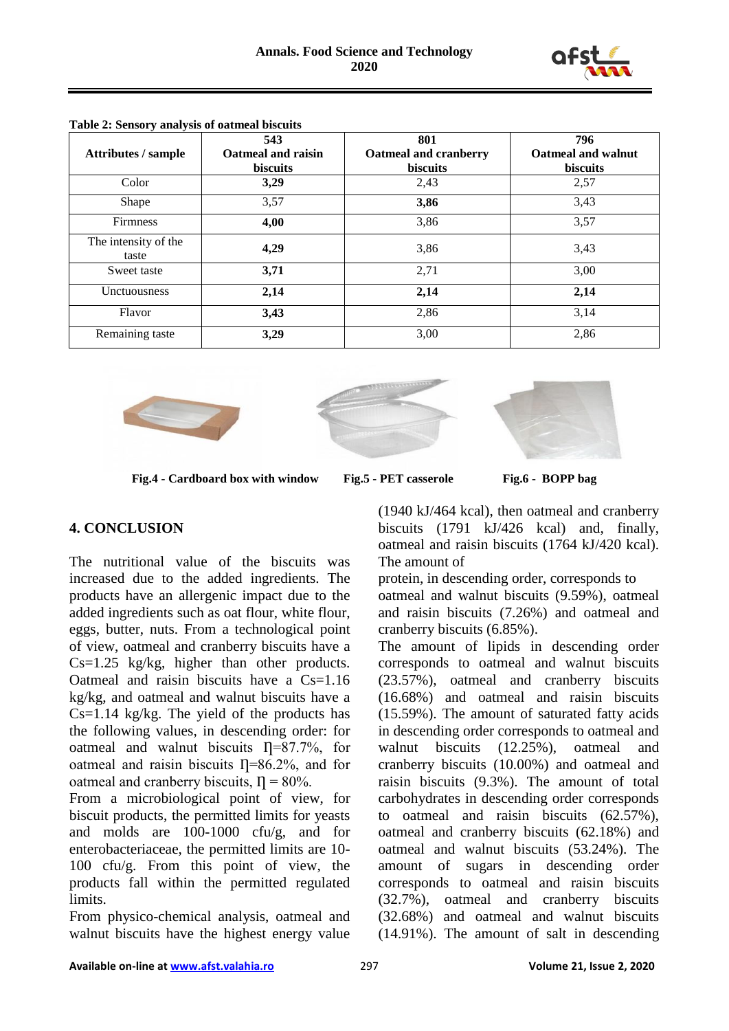**Table 2: Sensory analysis of oatmeal biscuits**

| Attributes / sample | 543 Oatmeal and raisin biscuits | 801 Oatmeal and cranberry biscuits | 796 Oatmeal and walnut biscuits |
|---|---|---|---|
| Color | **3,29** | 2,43 | 2,57 |
| Shape | 3,57 | **3,86** | 3,43 |
| Firmness | **4,00** | 3,86 | 3,57 |
| The intensity of the taste | **4,29** | 3,86 | 3,43 |
| Sweet taste | **3,71** | 2,71 | 3,00 |
| Unctuousness | **2,14** | **2,14** | **2,14** |
| Flavor | **3,43** | 2,86 | 3,14 |
| Remaining taste | **3,29** | 3,00 | 2,86 |

**Fig.4 - Cardboard box with window** **Fig.5 - PET casserole** **Fig.6 - BOPP bag**

## 4. CONCLUSION

The nutritional value of the biscuits was increased due to the added ingredients. The products have an allergenic impact due to the added ingredients such as oat flour, white flour, eggs, butter, nuts. From a technological point of view, oatmeal and cranberry biscuits have a Cs=1.25 kg/kg, higher than other products. Oatmeal and raisin biscuits have a Cs=1.16 kg/kg, and oatmeal and walnut biscuits have a Cs=1.14 kg/kg. The yield of the products has the following values, in descending order: for oatmeal and walnut biscuits Ƞ=87.7%, for oatmeal and raisin biscuits Ƞ=86.2%, and for oatmeal and cranberry biscuits, Ƞ = 80%.

From a microbiological point of view, for biscuit products, the permitted limits for yeasts and molds are 100-1000 cfu/g, and for enterobacteriaceae, the permitted limits are 10-100 cfu/g. From this point of view, the products fall within the permitted regulated limits.

From physico-chemical analysis, oatmeal and walnut biscuits have the highest energy value (1940 kJ/464 kcal), then oatmeal and cranberry biscuits (1791 kJ/426 kcal) and, finally, oatmeal and raisin biscuits (1764 kJ/420 kcal). The amount of protein, in descending order, corresponds to oatmeal and walnut biscuits (9.59%), oatmeal and raisin biscuits (7.26%) and oatmeal and cranberry biscuits (6.85%).

The amount of lipids in descending order corresponds to oatmeal and walnut biscuits (23.57%), oatmeal and cranberry biscuits (16.68%) and oatmeal and raisin biscuits (15.59%). The amount of saturated fatty acids in descending order corresponds to oatmeal and walnut biscuits (12.25%), oatmeal and cranberry biscuits (10.00%) and oatmeal and raisin biscuits (9.3%). The amount of total carbohydrates in descending order corresponds to oatmeal and raisin biscuits (62.57%), oatmeal and cranberry biscuits (62.18%) and oatmeal and walnut biscuits (53.24%). The amount of sugars in descending order corresponds to oatmeal and raisin biscuits (32.7%), oatmeal and cranberry biscuits (32.68%) and oatmeal and walnut biscuits (14.91%). The amount of salt in descending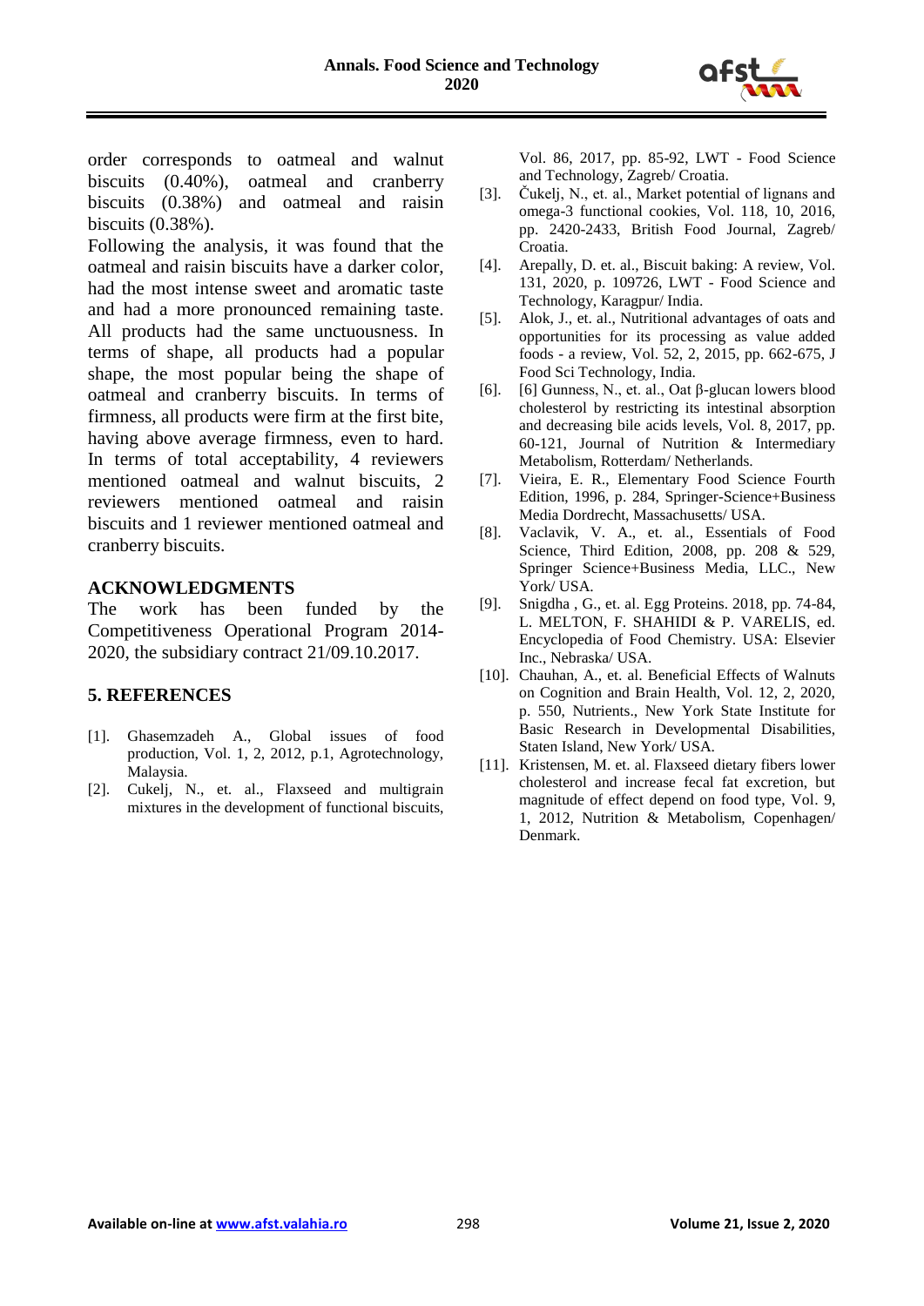order corresponds to oatmeal and walnut biscuits (0.40%), oatmeal and cranberry biscuits (0.38%) and oatmeal and raisin biscuits (0.38%).

Following the analysis, it was found that the oatmeal and raisin biscuits have a darker color, had the most intense sweet and aromatic taste and had a more pronounced remaining taste. All products had the same unctuousness. In terms of shape, all products had a popular shape, the most popular being the shape of oatmeal and cranberry biscuits. In terms of firmness, all products were firm at the first bite, having above average firmness, even to hard. In terms of total acceptability, 4 reviewers mentioned oatmeal and walnut biscuits, 2 reviewers mentioned oatmeal and raisin biscuits and 1 reviewer mentioned oatmeal and cranberry biscuits.

## ACKNOWLEDGMENTS

The work has been funded by the Competitiveness Operational Program 2014-2020, the subsidiary contract 21/09.10.2017.

## 5. REFERENCES

[1]. Ghasemzadeh A., Global issues of food production, Vol. 1, 2, 2012, p.1, Agrotechnology, Malaysia.

[2]. Cukelj, N., et. al., Flaxseed and multigrain mixtures in the development of functional biscuits, Vol. 86, 2017, pp. 85-92, LWT - Food Science and Technology, Zagreb/ Croatia.

[3]. Čukelj, N., et. al., Market potential of lignans and omega-3 functional cookies, Vol. 118, 10, 2016, pp. 2420-2433, British Food Journal, Zagreb/ Croatia.

[4]. Arepally, D. et. al., Biscuit baking: A review, Vol. 131, 2020, p. 109726, LWT - Food Science and Technology, Karagpur/ India.

[5]. Alok, J., et. al., Nutritional advantages of oats and opportunities for its processing as value added foods - a review, Vol. 52, 2, 2015, pp. 662-675, J Food Sci Technology, India.

[6]. [6] Gunness, N., et. al., Oat β-glucan lowers blood cholesterol by restricting its intestinal absorption and decreasing bile acids levels, Vol. 8, 2017, pp. 60-121, Journal of Nutrition & Intermediary Metabolism, Rotterdam/ Netherlands.

[7]. Vieira, E. R., Elementary Food Science Fourth Edition, 1996, p. 284, Springer-Science+Business Media Dordrecht, Massachusetts/ USA.

[8]. Vaclavik, V. A., et. al., Essentials of Food Science, Third Edition, 2008, pp. 208 & 529, Springer Science+Business Media, LLC., New York/ USA.

[9]. Snigdha , G., et. al. Egg Proteins. 2018, pp. 74-84, L. MELTON, F. SHAHIDI & P. VARELIS, ed. Encyclopedia of Food Chemistry. USA: Elsevier Inc., Nebraska/ USA.

[10]. Chauhan, A., et. al. Beneficial Effects of Walnuts on Cognition and Brain Health, Vol. 12, 2, 2020, p. 550, Nutrients., New York State Institute for Basic Research in Developmental Disabilities, Staten Island, New York/ USA.

[11]. Kristensen, M. et. al. Flaxseed dietary fibers lower cholesterol and increase fecal fat excretion, but magnitude of effect depend on food type, Vol. 9, 1, 2012, Nutrition & Metabolism, Copenhagen/ Denmark.